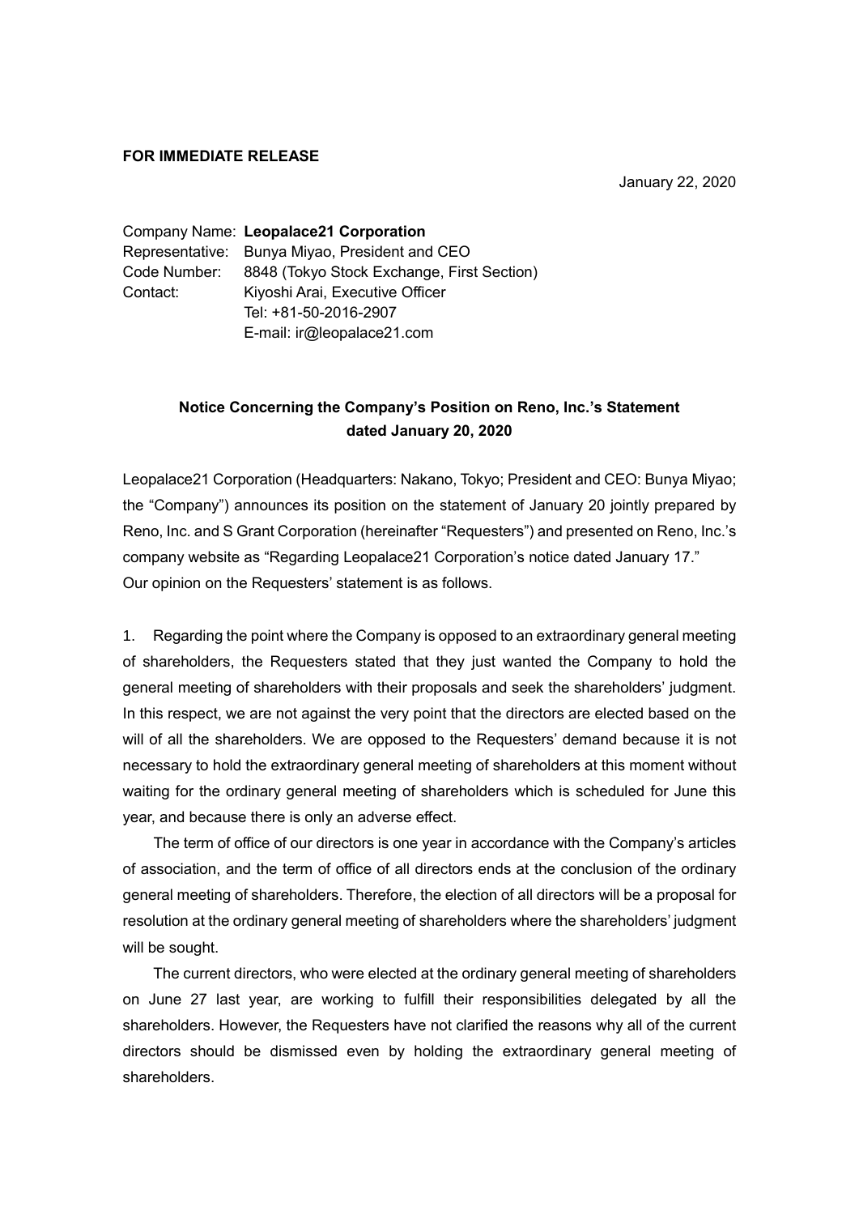**FOR IMMEDIATE RELEASE**

January 22, 2020

Company Name: **Leopalace21 Corporation**
Representative: Bunya Miyao, President and CEO
Code Number: 8848 (Tokyo Stock Exchange, First Section)
Contact: Kiyoshi Arai, Executive Officer
Tel: +81-50-2016-2907
E-mail: ir@leopalace21.com

## Notice Concerning the Company's Position on Reno, Inc.'s Statement dated January 20, 2020

Leopalace21 Corporation (Headquarters: Nakano, Tokyo; President and CEO: Bunya Miyao; the "Company") announces its position on the statement of January 20 jointly prepared by Reno, Inc. and S Grant Corporation (hereinafter "Requesters") and presented on Reno, Inc.'s company website as "Regarding Leopalace21 Corporation's notice dated January 17." Our opinion on the Requesters' statement is as follows.

1. Regarding the point where the Company is opposed to an extraordinary general meeting of shareholders, the Requesters stated that they just wanted the Company to hold the general meeting of shareholders with their proposals and seek the shareholders' judgment. In this respect, we are not against the very point that the directors are elected based on the will of all the shareholders. We are opposed to the Requesters' demand because it is not necessary to hold the extraordinary general meeting of shareholders at this moment without waiting for the ordinary general meeting of shareholders which is scheduled for June this year, and because there is only an adverse effect.

The term of office of our directors is one year in accordance with the Company's articles of association, and the term of office of all directors ends at the conclusion of the ordinary general meeting of shareholders. Therefore, the election of all directors will be a proposal for resolution at the ordinary general meeting of shareholders where the shareholders' judgment will be sought.

The current directors, who were elected at the ordinary general meeting of shareholders on June 27 last year, are working to fulfill their responsibilities delegated by all the shareholders. However, the Requesters have not clarified the reasons why all of the current directors should be dismissed even by holding the extraordinary general meeting of shareholders.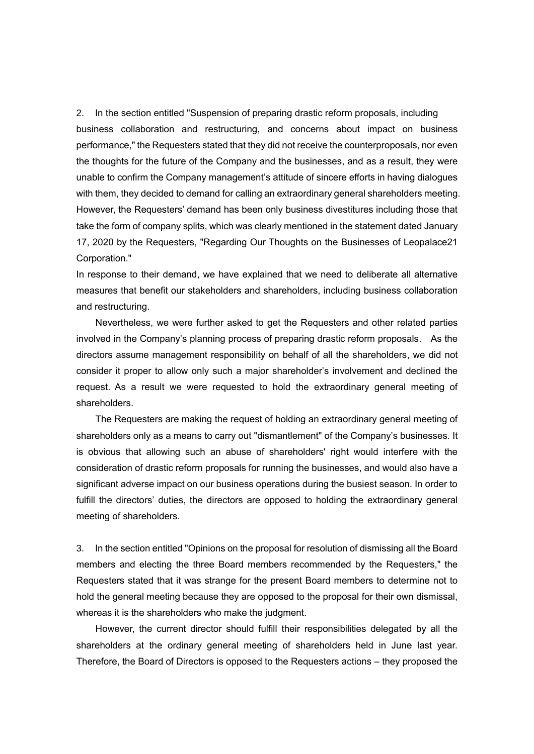2. In the section entitled "Suspension of preparing drastic reform proposals, including business collaboration and restructuring, and concerns about impact on business performance," the Requesters stated that they did not receive the counterproposals, nor even the thoughts for the future of the Company and the businesses, and as a result, they were unable to confirm the Company management's attitude of sincere efforts in having dialogues with them, they decided to demand for calling an extraordinary general shareholders meeting. However, the Requesters' demand has been only business divestitures including those that take the form of company splits, which was clearly mentioned in the statement dated January 17, 2020 by the Requesters, "Regarding Our Thoughts on the Businesses of Leopalace21 Corporation."

In response to their demand, we have explained that we need to deliberate all alternative measures that benefit our stakeholders and shareholders, including business collaboration and restructuring.

Nevertheless, we were further asked to get the Requesters and other related parties involved in the Company's planning process of preparing drastic reform proposals. As the directors assume management responsibility on behalf of all the shareholders, we did not consider it proper to allow only such a major shareholder's involvement and declined the request. As a result we were requested to hold the extraordinary general meeting of shareholders.

The Requesters are making the request of holding an extraordinary general meeting of shareholders only as a means to carry out "dismantlement" of the Company's businesses. It is obvious that allowing such an abuse of shareholders' right would interfere with the consideration of drastic reform proposals for running the businesses, and would also have a significant adverse impact on our business operations during the busiest season. In order to fulfill the directors' duties, the directors are opposed to holding the extraordinary general meeting of shareholders.

3. In the section entitled "Opinions on the proposal for resolution of dismissing all the Board members and electing the three Board members recommended by the Requesters," the Requesters stated that it was strange for the present Board members to determine not to hold the general meeting because they are opposed to the proposal for their own dismissal, whereas it is the shareholders who make the judgment.

However, the current director should fulfill their responsibilities delegated by all the shareholders at the ordinary general meeting of shareholders held in June last year. Therefore, the Board of Directors is opposed to the Requesters actions – they proposed the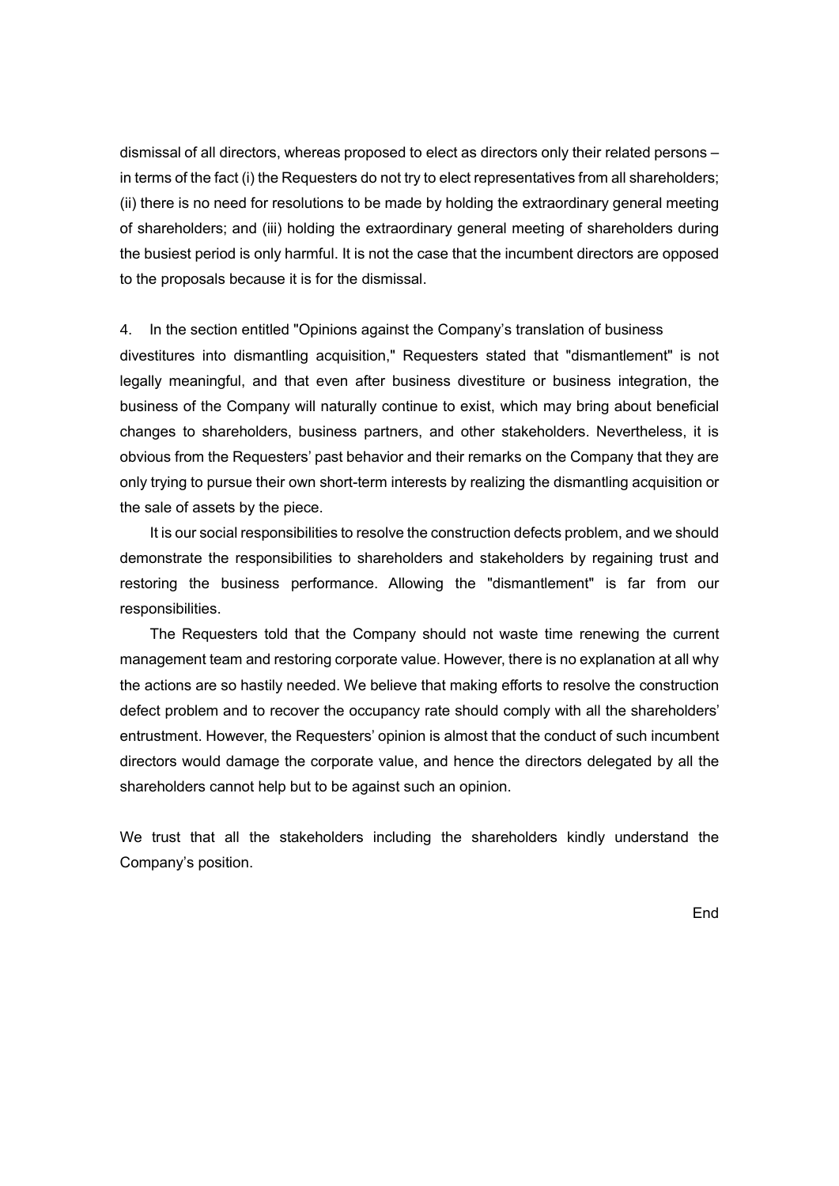dismissal of all directors, whereas proposed to elect as directors only their related persons – in terms of the fact (i) the Requesters do not try to elect representatives from all shareholders; (ii) there is no need for resolutions to be made by holding the extraordinary general meeting of shareholders; and (iii) holding the extraordinary general meeting of shareholders during the busiest period is only harmful. It is not the case that the incumbent directors are opposed to the proposals because it is for the dismissal.

4. In the section entitled "Opinions against the Company's translation of business divestitures into dismantling acquisition," Requesters stated that "dismantlement" is not legally meaningful, and that even after business divestiture or business integration, the business of the Company will naturally continue to exist, which may bring about beneficial changes to shareholders, business partners, and other stakeholders. Nevertheless, it is obvious from the Requesters' past behavior and their remarks on the Company that they are only trying to pursue their own short-term interests by realizing the dismantling acquisition or the sale of assets by the piece.

It is our social responsibilities to resolve the construction defects problem, and we should demonstrate the responsibilities to shareholders and stakeholders by regaining trust and restoring the business performance. Allowing the "dismantlement" is far from our responsibilities.

The Requesters told that the Company should not waste time renewing the current management team and restoring corporate value. However, there is no explanation at all why the actions are so hastily needed. We believe that making efforts to resolve the construction defect problem and to recover the occupancy rate should comply with all the shareholders' entrustment. However, the Requesters' opinion is almost that the conduct of such incumbent directors would damage the corporate value, and hence the directors delegated by all the shareholders cannot help but to be against such an opinion.

We trust that all the stakeholders including the shareholders kindly understand the Company's position.

End